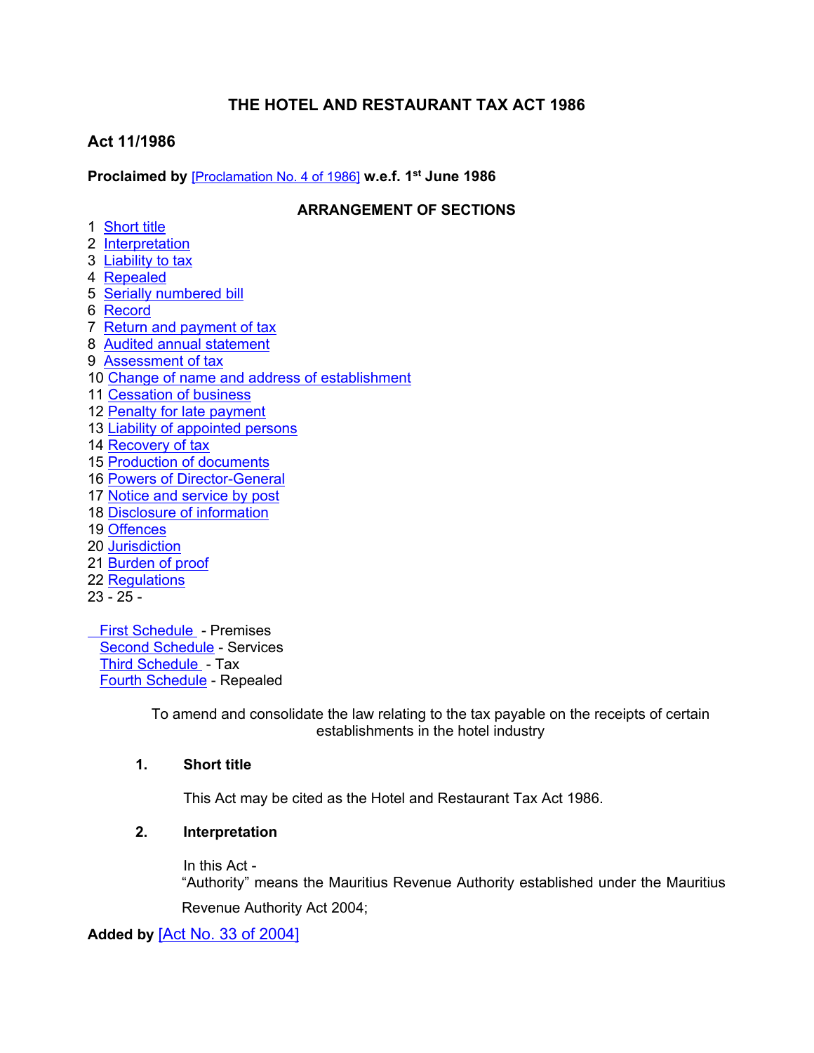# THE HOTEL AND RESTAURANT TAX ACT 1986

**Act 11/1986**

**Proclaimed by** [Proclamation No. 4 of 1986] **w.e.f. 1st June 1986**

**ARRANGEMENT OF SECTIONS**

1 Short title
2 Interpretation
3 Liability to tax
4 Repealed
5 Serially numbered bill
6 Record
7 Return and payment of tax
8 Audited annual statement
9 Assessment of tax
10 Change of name and address of establishment
11 Cessation of business
12 Penalty for late payment
13 Liability of appointed persons
14 Recovery of tax
15 Production of documents
16 Powers of Director-General
17 Notice and service by post
18 Disclosure of information
19 Offences
20 Jurisdiction
21 Burden of proof
22 Regulations
23 - 25 -

First Schedule - Premises
Second Schedule - Services
Third Schedule - Tax
Fourth Schedule - Repealed

To amend and consolidate the law relating to the tax payable on the receipts of certain establishments in the hotel industry

**1. Short title**

This Act may be cited as the Hotel and Restaurant Tax Act 1986.

**2. Interpretation**

In this Act -

"Authority" means the Mauritius Revenue Authority established under the Mauritius Revenue Authority Act 2004;

**Added by** [Act No. 33 of 2004]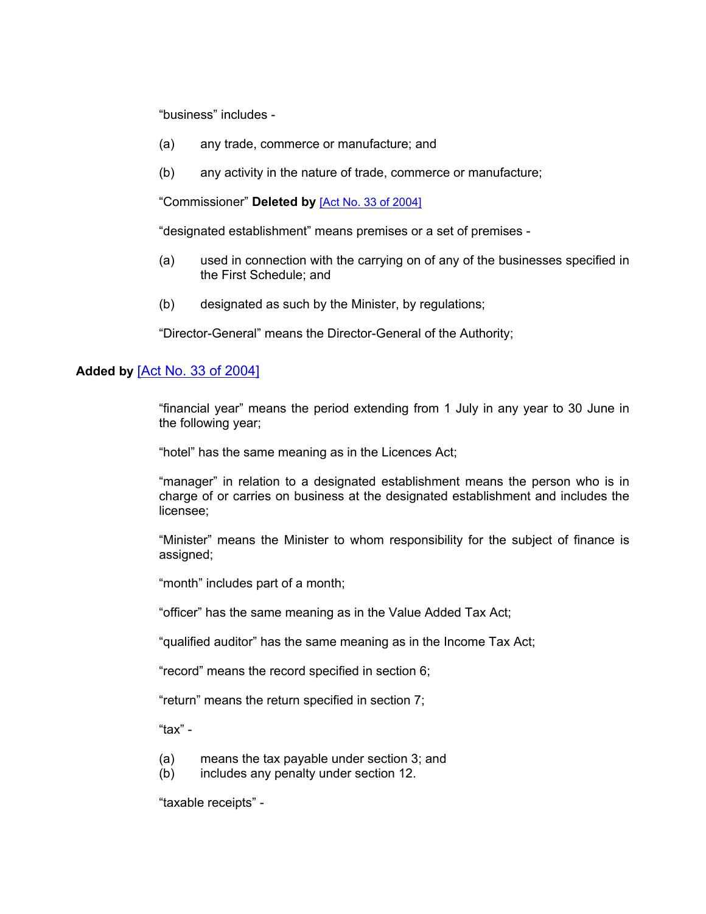"business" includes -

(a) any trade, commerce or manufacture; and

(b) any activity in the nature of trade, commerce or manufacture;

"Commissioner" **Deleted by** [Act No. 33 of 2004]

"designated establishment" means premises or a set of premises -

(a) used in connection with the carrying on of any of the businesses specified in the First Schedule; and

(b) designated as such by the Minister, by regulations;

"Director-General" means the Director-General of the Authority;

**Added by** [Act No. 33 of 2004]

"financial year" means the period extending from 1 July in any year to 30 June in the following year;

"hotel" has the same meaning as in the Licences Act;

"manager" in relation to a designated establishment means the person who is in charge of or carries on business at the designated establishment and includes the licensee;

"Minister" means the Minister to whom responsibility for the subject of finance is assigned;

"month" includes part of a month;

"officer" has the same meaning as in the Value Added Tax Act;

"qualified auditor" has the same meaning as in the Income Tax Act;

"record" means the record specified in section 6;

"return" means the return specified in section 7;

"tax" -

(a) means the tax payable under section 3; and
(b) includes any penalty under section 12.

"taxable receipts" -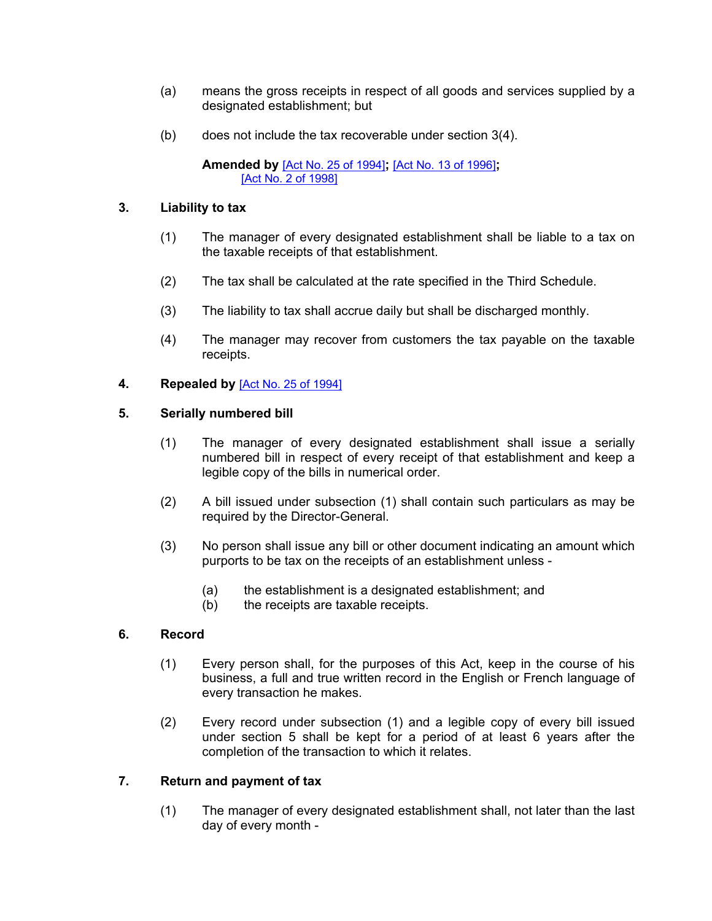(a) means the gross receipts in respect of all goods and services supplied by a designated establishment; but

(b) does not include the tax recoverable under section 3(4).

**Amended by** [Act No. 25 of 1994]**;** [Act No. 13 of 1996]**;** [Act No. 2 of 1998]

### 3. Liability to tax

(1) The manager of every designated establishment shall be liable to a tax on the taxable receipts of that establishment.

(2) The tax shall be calculated at the rate specified in the Third Schedule.

(3) The liability to tax shall accrue daily but shall be discharged monthly.

(4) The manager may recover from customers the tax payable on the taxable receipts.

### 4. Repealed by [Act No. 25 of 1994]

### 5. Serially numbered bill

(1) The manager of every designated establishment shall issue a serially numbered bill in respect of every receipt of that establishment and keep a legible copy of the bills in numerical order.

(2) A bill issued under subsection (1) shall contain such particulars as may be required by the Director-General.

(3) No person shall issue any bill or other document indicating an amount which purports to be tax on the receipts of an establishment unless -

(a) the establishment is a designated establishment; and
(b) the receipts are taxable receipts.

### 6. Record

(1) Every person shall, for the purposes of this Act, keep in the course of his business, a full and true written record in the English or French language of every transaction he makes.

(2) Every record under subsection (1) and a legible copy of every bill issued under section 5 shall be kept for a period of at least 6 years after the completion of the transaction to which it relates.

### 7. Return and payment of tax

(1) The manager of every designated establishment shall, not later than the last day of every month -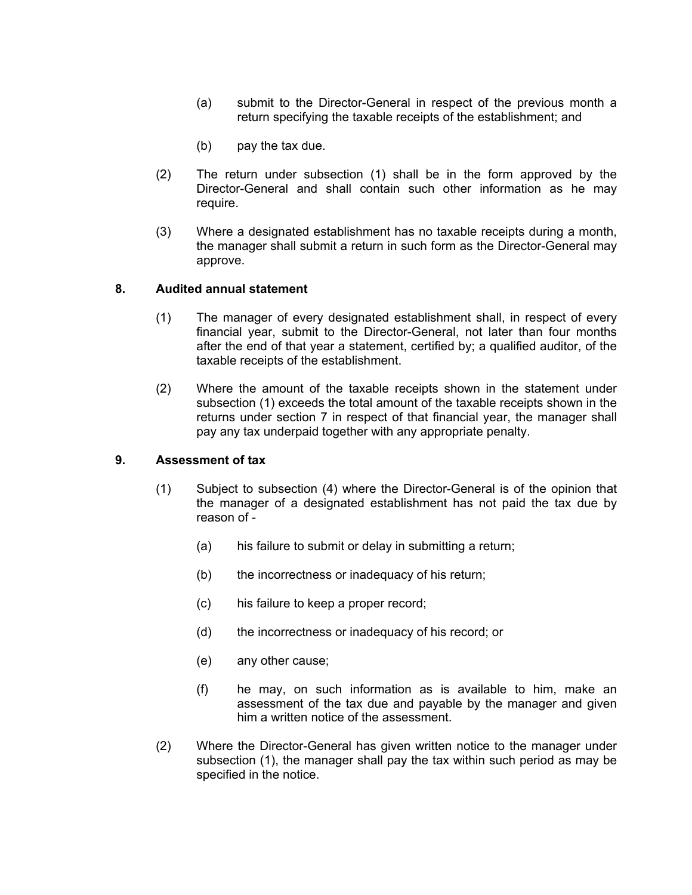(a) submit to the Director-General in respect of the previous month a return specifying the taxable receipts of the establishment; and

(b) pay the tax due.

(2) The return under subsection (1) shall be in the form approved by the Director-General and shall contain such other information as he may require.

(3) Where a designated establishment has no taxable receipts during a month, the manager shall submit a return in such form as the Director-General may approve.

### 8. Audited annual statement

(1) The manager of every designated establishment shall, in respect of every financial year, submit to the Director-General, not later than four months after the end of that year a statement, certified by; a qualified auditor, of the taxable receipts of the establishment.

(2) Where the amount of the taxable receipts shown in the statement under subsection (1) exceeds the total amount of the taxable receipts shown in the returns under section 7 in respect of that financial year, the manager shall pay any tax underpaid together with any appropriate penalty.

### 9. Assessment of tax

(1) Subject to subsection (4) where the Director-General is of the opinion that the manager of a designated establishment has not paid the tax due by reason of -

(a) his failure to submit or delay in submitting a return;

(b) the incorrectness or inadequacy of his return;

(c) his failure to keep a proper record;

(d) the incorrectness or inadequacy of his record; or

(e) any other cause;

(f) he may, on such information as is available to him, make an assessment of the tax due and payable by the manager and given him a written notice of the assessment.

(2) Where the Director-General has given written notice to the manager under subsection (1), the manager shall pay the tax within such period as may be specified in the notice.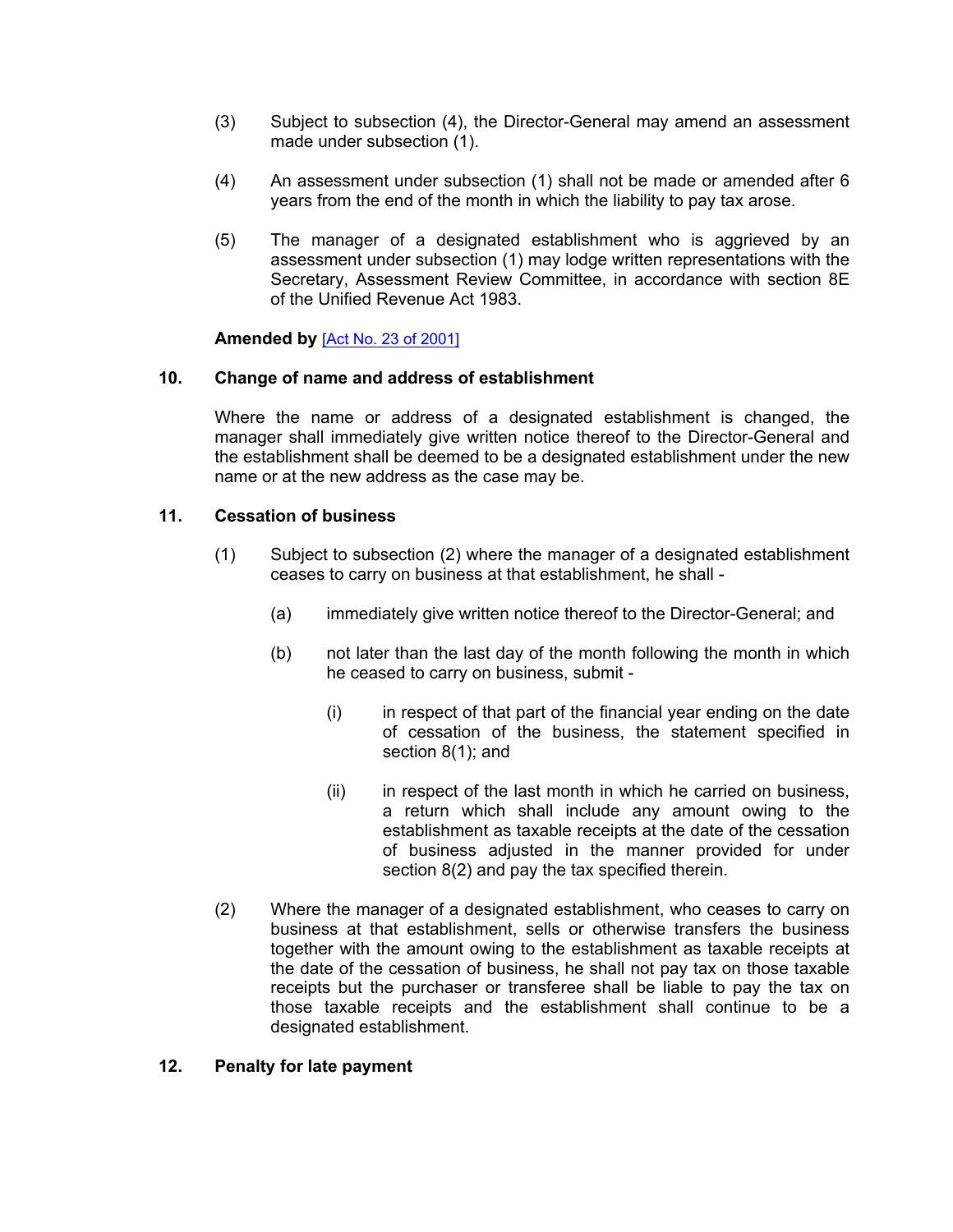(3) Subject to subsection (4), the Director-General may amend an assessment made under subsection (1).

(4) An assessment under subsection (1) shall not be made or amended after 6 years from the end of the month in which the liability to pay tax arose.

(5) The manager of a designated establishment who is aggrieved by an assessment under subsection (1) may lodge written representations with the Secretary, Assessment Review Committee, in accordance with section 8E of the Unified Revenue Act 1983.

**Amended by** [Act No. 23 of 2001]

### 10. Change of name and address of establishment

Where the name or address of a designated establishment is changed, the manager shall immediately give written notice thereof to the Director-General and the establishment shall be deemed to be a designated establishment under the new name or at the new address as the case may be.

### 11. Cessation of business

(1) Subject to subsection (2) where the manager of a designated establishment ceases to carry on business at that establishment, he shall -

(a) immediately give written notice thereof to the Director-General; and

(b) not later than the last day of the month following the month in which he ceased to carry on business, submit -

(i) in respect of that part of the financial year ending on the date of cessation of the business, the statement specified in section 8(1); and

(ii) in respect of the last month in which he carried on business, a return which shall include any amount owing to the establishment as taxable receipts at the date of the cessation of business adjusted in the manner provided for under section 8(2) and pay the tax specified therein.

(2) Where the manager of a designated establishment, who ceases to carry on business at that establishment, sells or otherwise transfers the business together with the amount owing to the establishment as taxable receipts at the date of the cessation of business, he shall not pay tax on those taxable receipts but the purchaser or transferee shall be liable to pay the tax on those taxable receipts and the establishment shall continue to be a designated establishment.

### 12. Penalty for late payment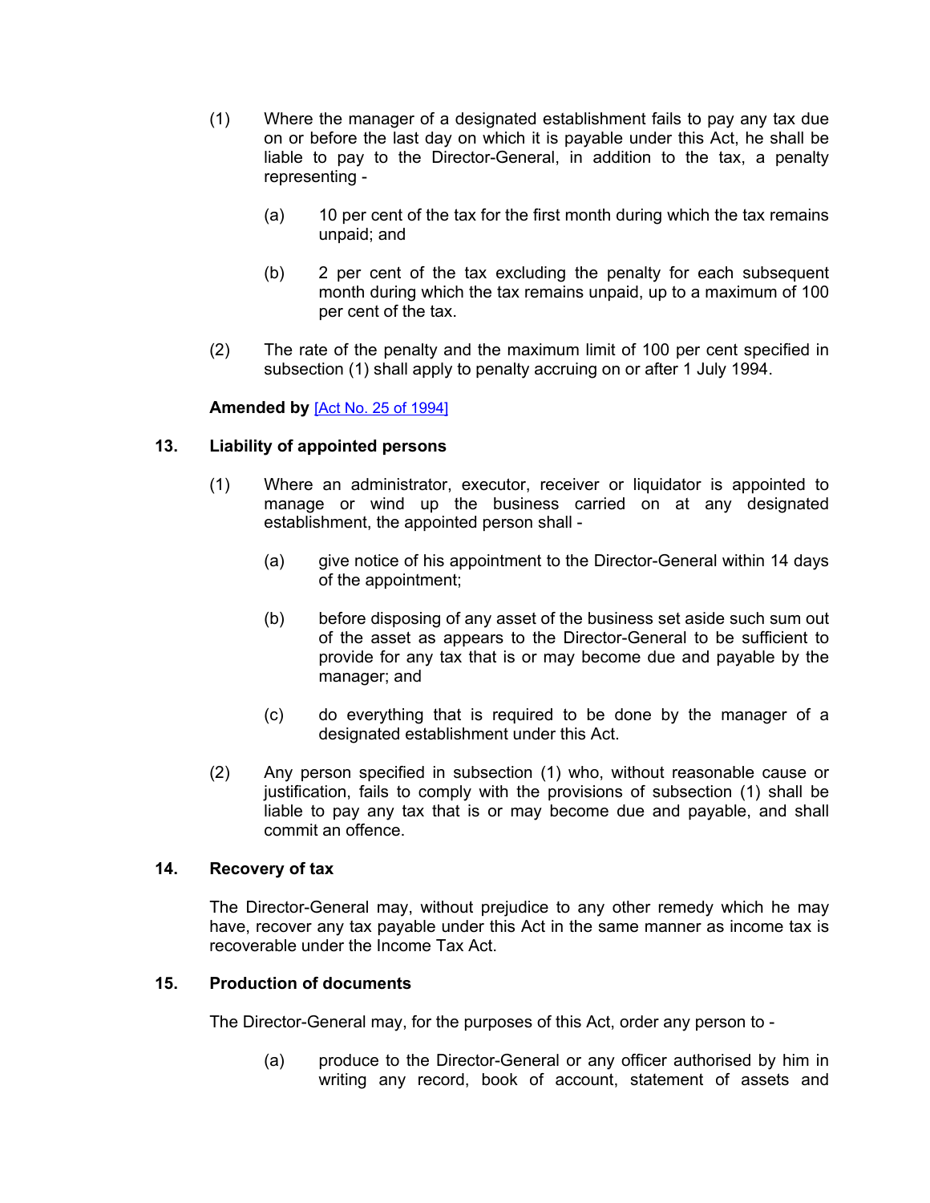(1) Where the manager of a designated establishment fails to pay any tax due on or before the last day on which it is payable under this Act, he shall be liable to pay to the Director-General, in addition to the tax, a penalty representing -

(a) 10 per cent of the tax for the first month during which the tax remains unpaid; and

(b) 2 per cent of the tax excluding the penalty for each subsequent month during which the tax remains unpaid, up to a maximum of 100 per cent of the tax.

(2) The rate of the penalty and the maximum limit of 100 per cent specified in subsection (1) shall apply to penalty accruing on or after 1 July 1994.

**Amended by** [Act No. 25 of 1994]

### 13. Liability of appointed persons

(1) Where an administrator, executor, receiver or liquidator is appointed to manage or wind up the business carried on at any designated establishment, the appointed person shall -

(a) give notice of his appointment to the Director-General within 14 days of the appointment;

(b) before disposing of any asset of the business set aside such sum out of the asset as appears to the Director-General to be sufficient to provide for any tax that is or may become due and payable by the manager; and

(c) do everything that is required to be done by the manager of a designated establishment under this Act.

(2) Any person specified in subsection (1) who, without reasonable cause or justification, fails to comply with the provisions of subsection (1) shall be liable to pay any tax that is or may become due and payable, and shall commit an offence.

### 14. Recovery of tax

The Director-General may, without prejudice to any other remedy which he may have, recover any tax payable under this Act in the same manner as income tax is recoverable under the Income Tax Act.

### 15. Production of documents

The Director-General may, for the purposes of this Act, order any person to -

(a) produce to the Director-General or any officer authorised by him in writing any record, book of account, statement of assets and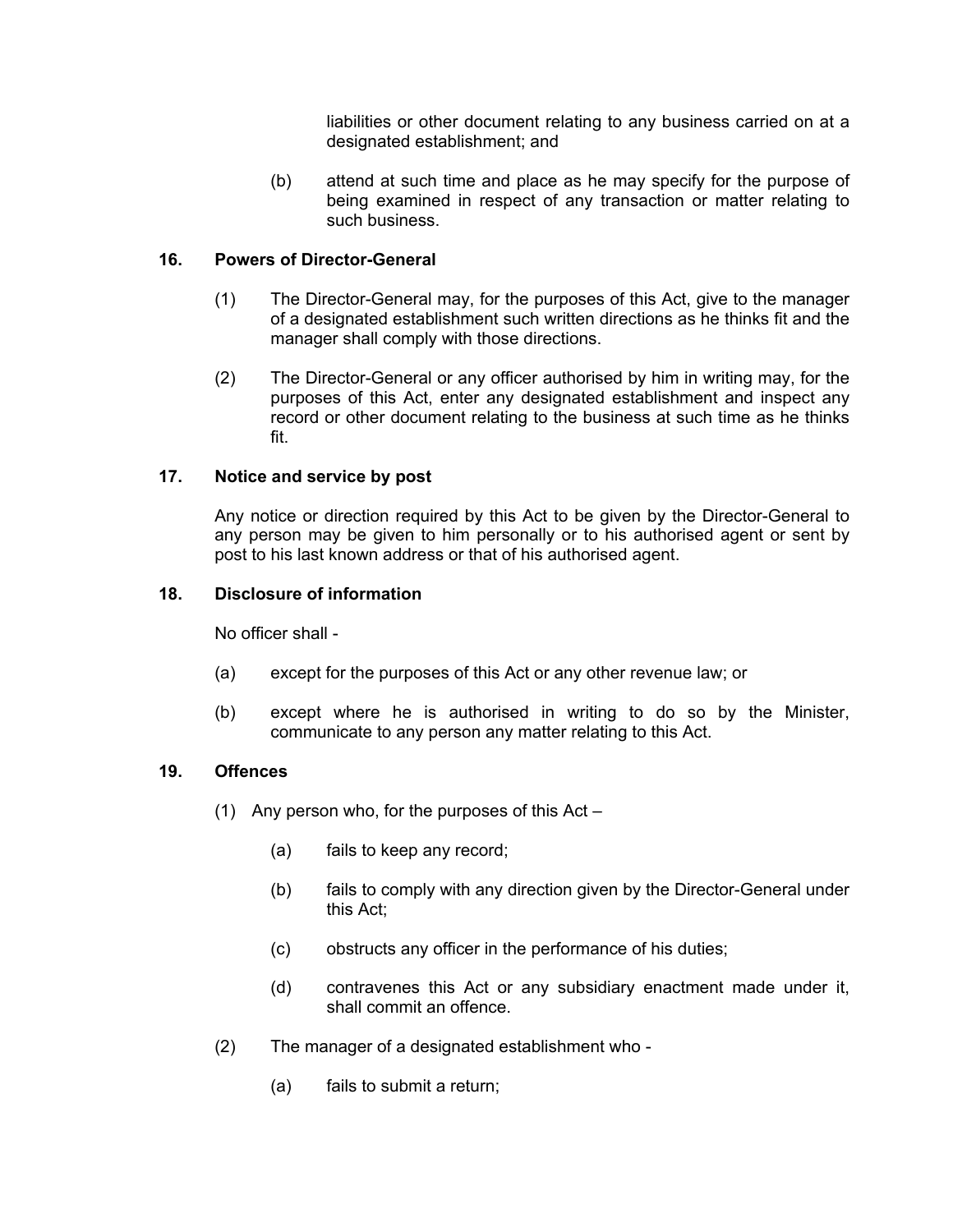liabilities or other document relating to any business carried on at a designated establishment; and

(b) attend at such time and place as he may specify for the purpose of being examined in respect of any transaction or matter relating to such business.

### 16. Powers of Director-General

(1) The Director-General may, for the purposes of this Act, give to the manager of a designated establishment such written directions as he thinks fit and the manager shall comply with those directions.

(2) The Director-General or any officer authorised by him in writing may, for the purposes of this Act, enter any designated establishment and inspect any record or other document relating to the business at such time as he thinks fit.

### 17. Notice and service by post

Any notice or direction required by this Act to be given by the Director-General to any person may be given to him personally or to his authorised agent or sent by post to his last known address or that of his authorised agent.

### 18. Disclosure of information

No officer shall -

(a) except for the purposes of this Act or any other revenue law; or

(b) except where he is authorised in writing to do so by the Minister, communicate to any person any matter relating to this Act.

### 19. Offences

(1) Any person who, for the purposes of this Act –

(a) fails to keep any record;

(b) fails to comply with any direction given by the Director-General under this Act;

(c) obstructs any officer in the performance of his duties;

(d) contravenes this Act or any subsidiary enactment made under it, shall commit an offence.

(2) The manager of a designated establishment who -

(a) fails to submit a return;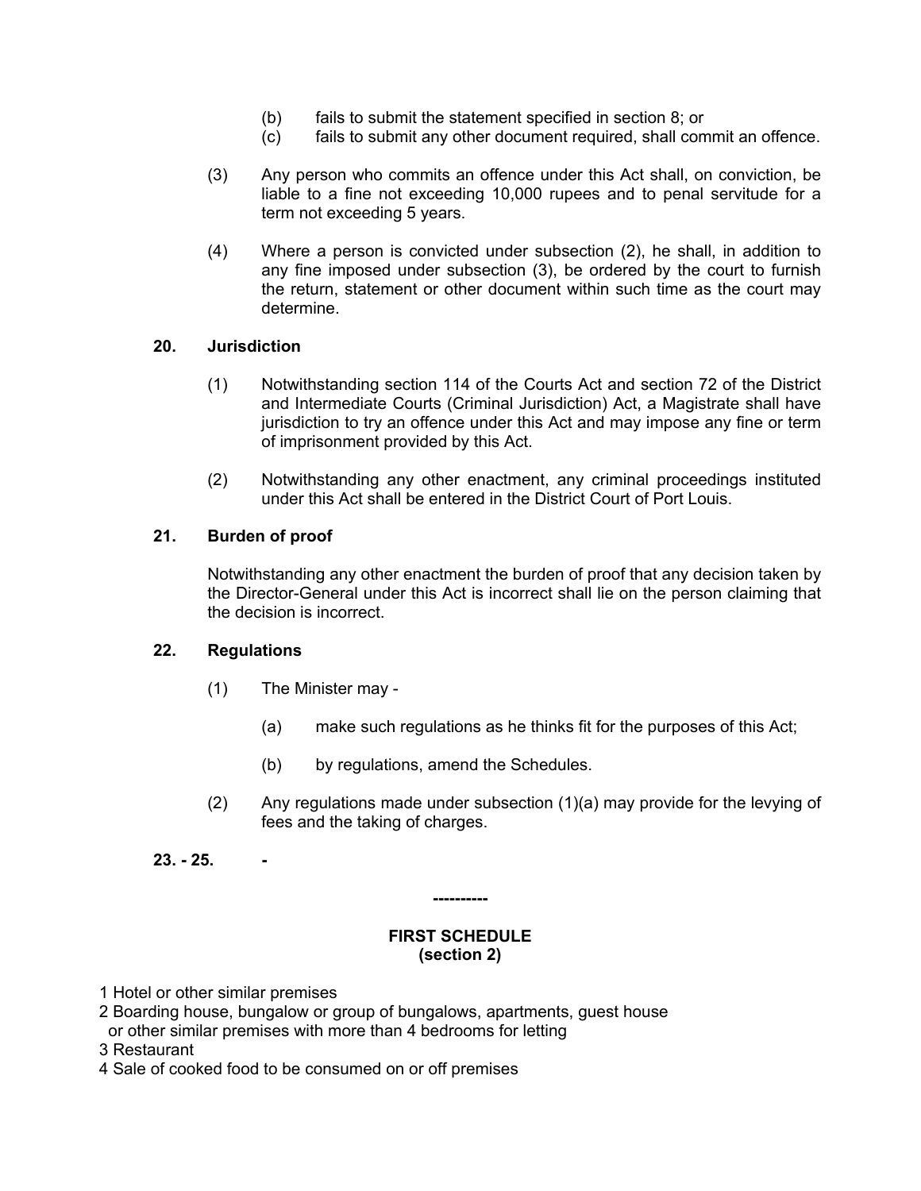(b) fails to submit the statement specified in section 8; or

(c) fails to submit any other document required, shall commit an offence.

(3) Any person who commits an offence under this Act shall, on conviction, be liable to a fine not exceeding 10,000 rupees and to penal servitude for a term not exceeding 5 years.

(4) Where a person is convicted under subsection (2), he shall, in addition to any fine imposed under subsection (3), be ordered by the court to furnish the return, statement or other document within such time as the court may determine.

**20. Jurisdiction**

(1) Notwithstanding section 114 of the Courts Act and section 72 of the District and Intermediate Courts (Criminal Jurisdiction) Act, a Magistrate shall have jurisdiction to try an offence under this Act and may impose any fine or term of imprisonment provided by this Act.

(2) Notwithstanding any other enactment, any criminal proceedings instituted under this Act shall be entered in the District Court of Port Louis.

**21. Burden of proof**

Notwithstanding any other enactment the burden of proof that any decision taken by the Director-General under this Act is incorrect shall lie on the person claiming that the decision is incorrect.

**22. Regulations**

(1) The Minister may -

(a) make such regulations as he thinks fit for the purposes of this Act;

(b) by regulations, amend the Schedules.

(2) Any regulations made under subsection (1)(a) may provide for the levying of fees and the taking of charges.

**23. - 25. -**

----------

**FIRST SCHEDULE**
**(section 2)**

1 Hotel or other similar premises

2 Boarding house, bungalow or group of bungalows, apartments, guest house or other similar premises with more than 4 bedrooms for letting

3 Restaurant

4 Sale of cooked food to be consumed on or off premises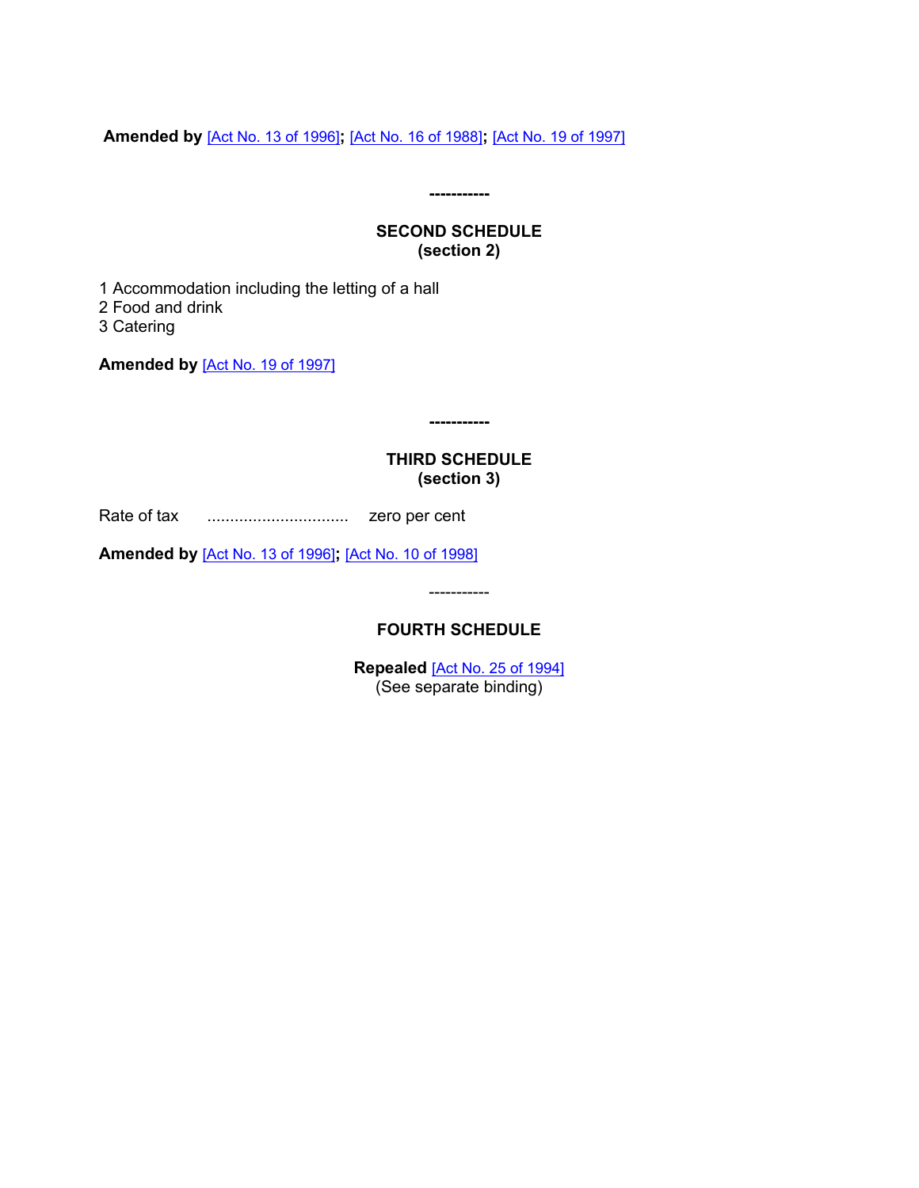**Amended by** [Act No. 13 of 1996]**;** [Act No. 16 of 1988]**;** [Act No. 19 of 1997]

-----------

## SECOND SCHEDULE
**(section 2)**

1 Accommodation including the letting of a hall
2 Food and drink
3 Catering

**Amended by** [Act No. 19 of 1997]

-----------

## THIRD SCHEDULE
**(section 3)**

Rate of tax ............................... zero per cent

**Amended by** [Act No. 13 of 1996]**;** [Act No. 10 of 1998]

-----------

## FOURTH SCHEDULE

**Repealed** [Act No. 25 of 1994]
(See separate binding)